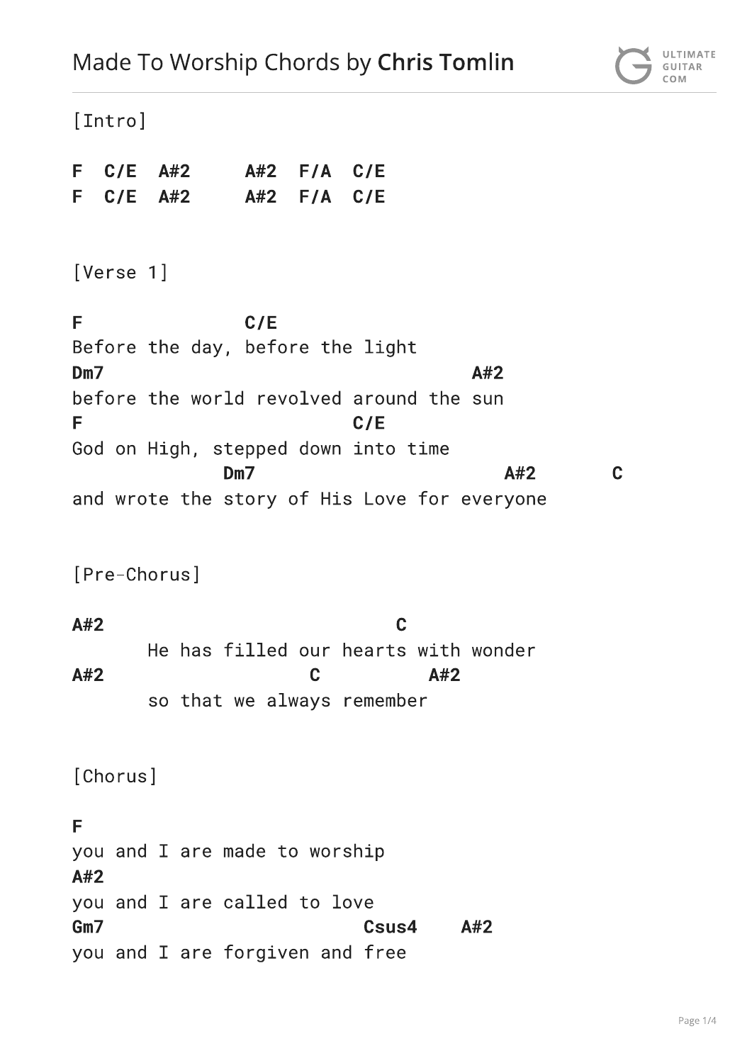# Made To Worship Chords by **Chris Tomlin**

```
[Intro]

F  C/E  A#2     A#2  F/A  C/E
F  C/E  A#2     A#2  F/A  C/E


[Verse 1]

F              C/E
Before the day, before the light
Dm7                                     A#2
before the world revolved around the sun
F                         C/E
God on High, stepped down into time
             Dm7                          A#2       C
and wrote the story of His Love for everyone


[Pre-Chorus]

A#2                            C
       He has filled our hearts with wonder
A#2                    C          A#2
       so that we always remember


[Chorus]

F
you and I are made to worship
A#2
you and I are called to love
Gm7                          Csus4    A#2
you and I are forgiven and free
```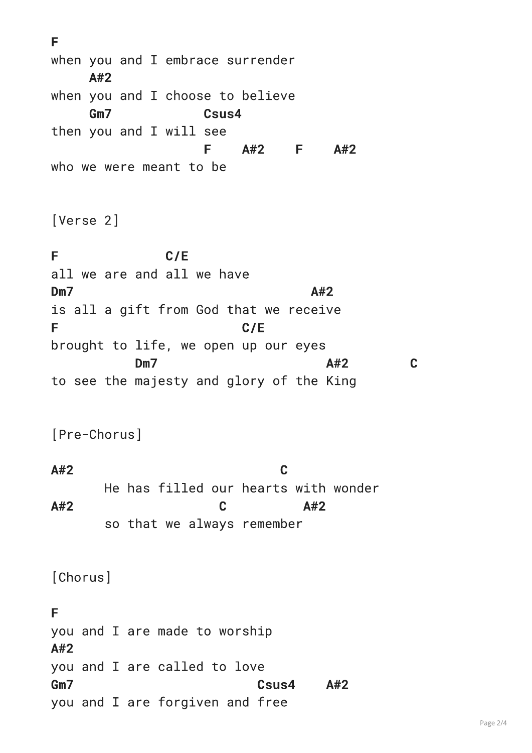```
F
when you and I embrace surrender
     A#2
when you and I choose to believe
     Gm7            Csus4
then you and I will see
                    F    A#2    F    A#2
who we were meant to be


[Verse 2]

F              C/E
all we are and all we have
Dm7                            A#2
is all a gift from God that we receive
F                        C/E
brought to life, we open up our eyes
           Dm7                    A#2        C
to see the majesty and glory of the King


[Pre-Chorus]

A#2                          C
       He has filled our hearts with wonder
A#2                  C          A#2
       so that we always remember


[Chorus]

F
you and I are made to worship
A#2
you and I are called to love
Gm7                       Csus4    A#2
you and I are forgiven and free
```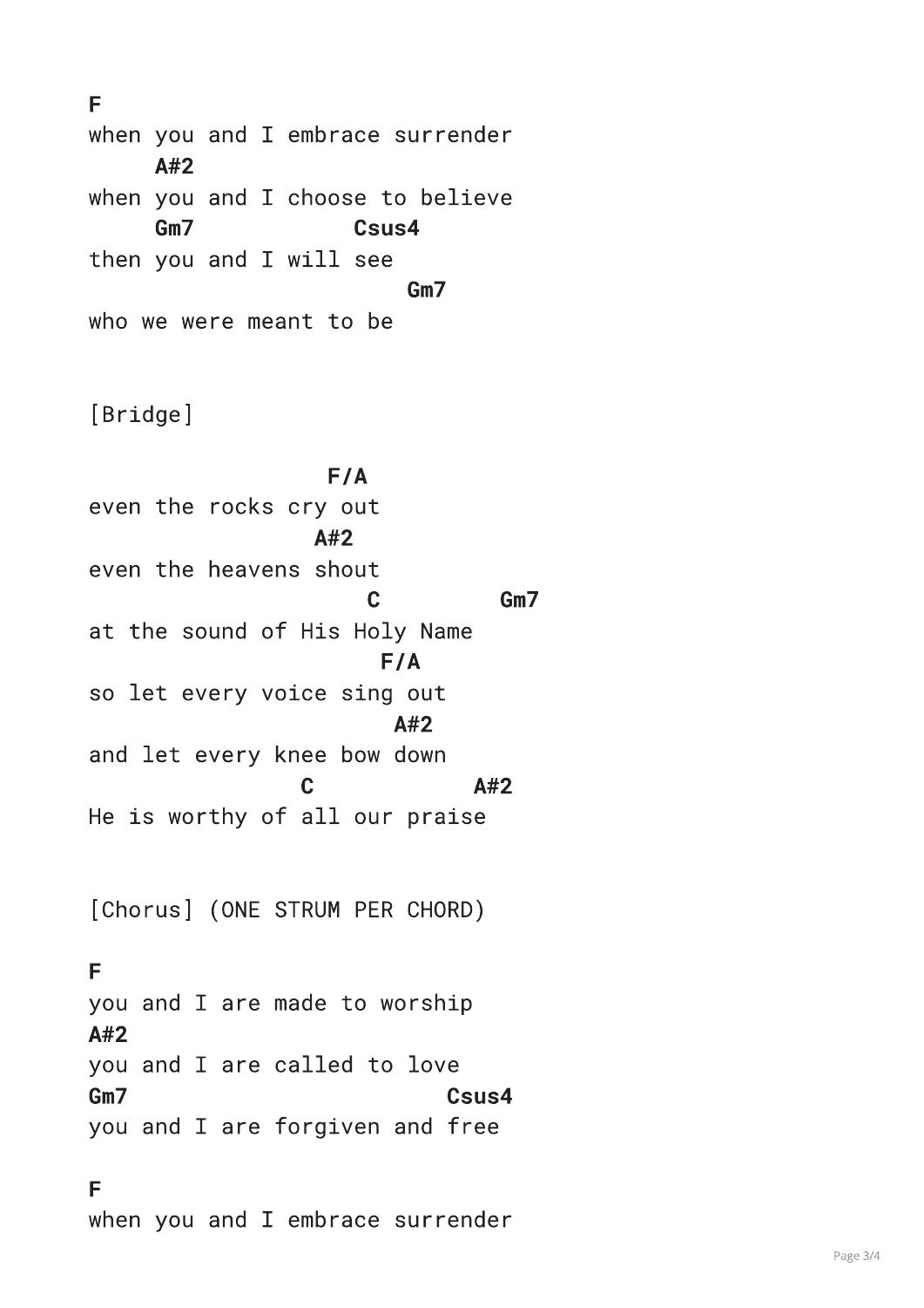```
F
when you and I embrace surrender
     A#2
when you and I choose to believe
     Gm7            Csus4
then you and I will see
                        Gm7
who we were meant to be
```

[Bridge]

```
                  F/A
even the rocks cry out
                 A#2
even the heavens shout
                     C         Gm7
at the sound of His Holy Name
                     F/A
so let every voice sing out
                      A#2
and let every knee bow down
                C            A#2
He is worthy of all our praise
```

[Chorus] (ONE STRUM PER CHORD)

```
F
you and I are made to worship
A#2
you and I are called to love
Gm7                         Csus4
you and I are forgiven and free

F
when you and I embrace surrender
```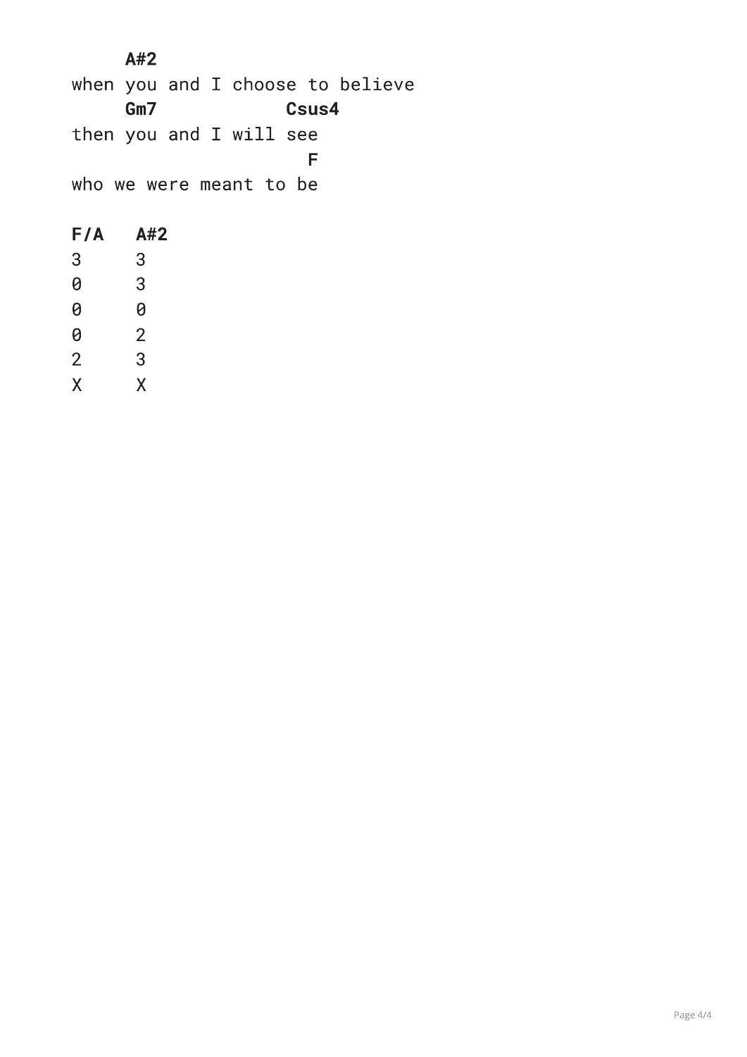```
     A#2
when you and I choose to believe
     Gm7            Csus4
then you and I will see
                        F
who we were meant to be
```

```
F/A   A#2
3     3
0     3
0     0
0     2
2     3
X     X
```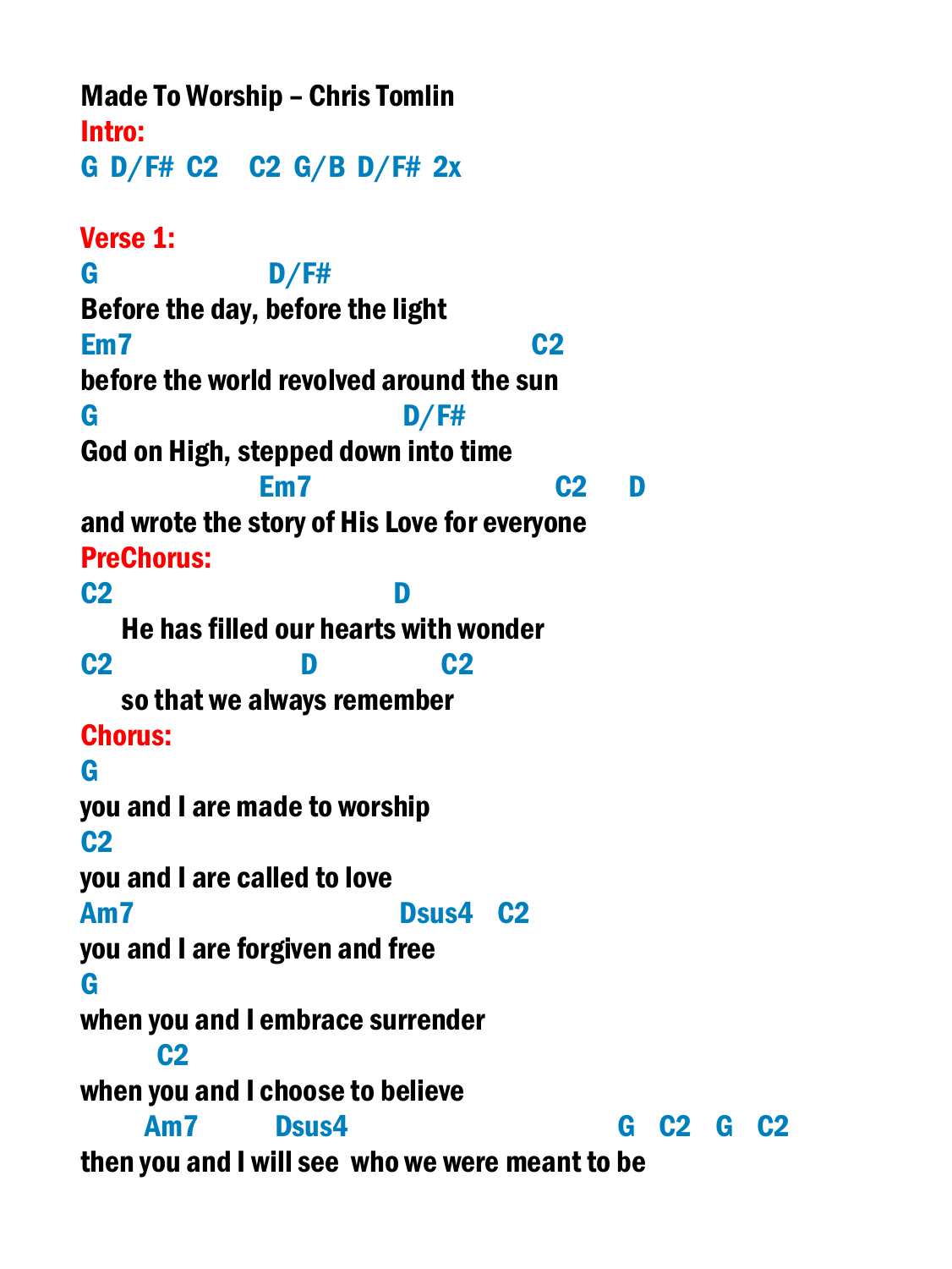**Made To Worship – Chris Tomlin**

**Intro:**

**G D/F# C2   C2 G/B D/F# 2x**

**Verse 1:**

```
G                    D/F#
Before the day, before the light
Em7                                     C2
before the world revolved around the sun
G                                D/F#
God on High, stepped down into time
                  Em7                         C2     D
and wrote the story of His Love for everyone
```

**PreChorus:**

```
C2                              D
    He has filled our hearts with wonder
C2                    D              C2
    so that we always remember
```

**Chorus:**

```
G
you and I are made to worship
C2
you and I are called to love
Am7                             Dsus4   C2
you and I are forgiven and free
G
when you and I embrace surrender
        C2
when you and I choose to believe
      Am7          Dsus4                          G   C2   G   C2
then you and I will see  who we were meant to be
```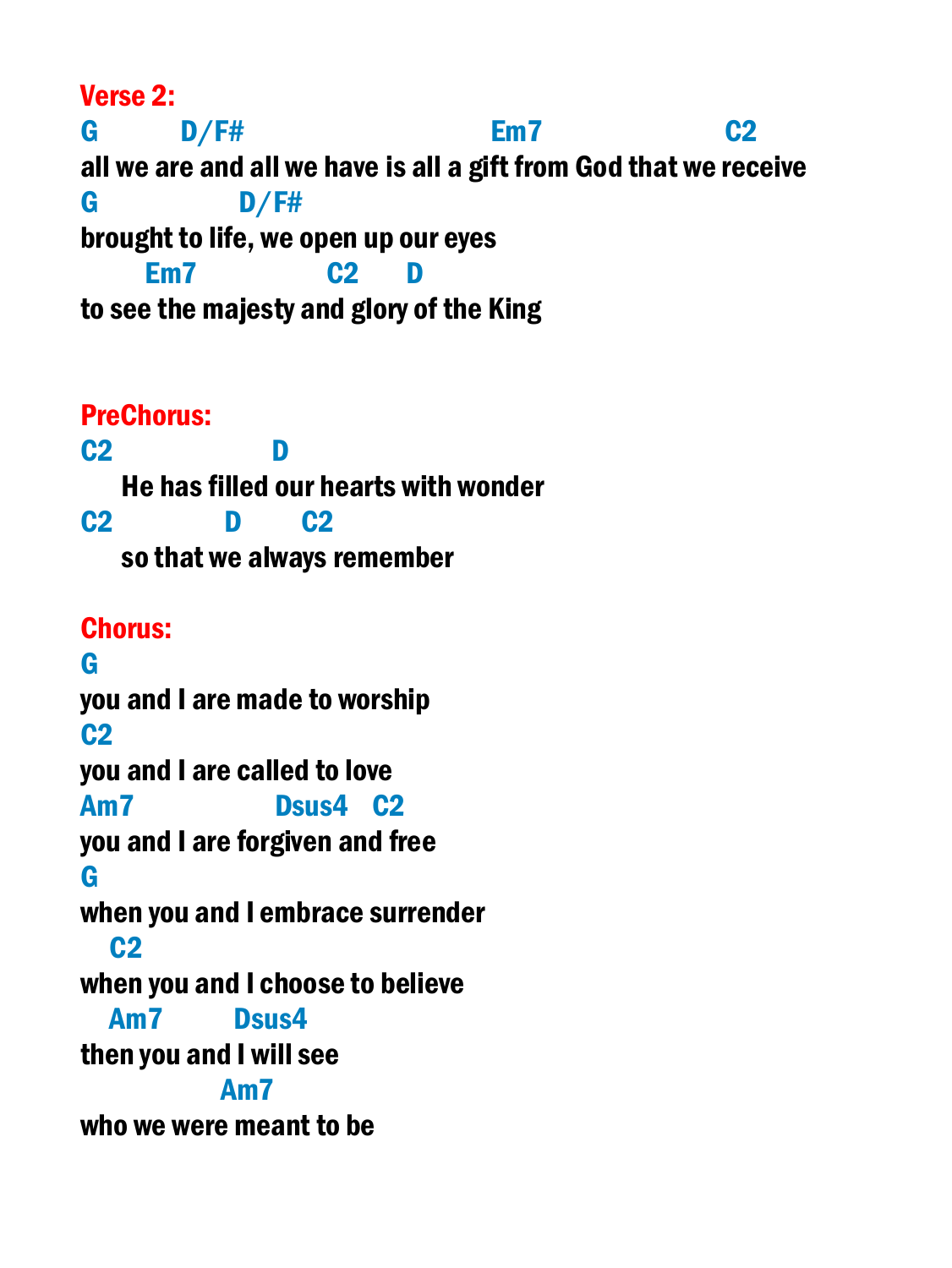**Verse 2:**

```
G          D/F#                             Em7                        C2
all we are and all we have is all a gift from God that we receive
G                 D/F#
brought to life, we open up our eyes
        Em7                   C2       D
to see the majesty and glory of the King
```

**PreChorus:**

```
C2                  D
     He has filled our hearts with wonder
C2             D        C2
     so that we always remember
```

**Chorus:**

```
G
you and I are made to worship
C2
you and I are called to love
Am7                    Dsus4    C2
you and I are forgiven and free
G
when you and I embrace surrender
   C2
when you and I choose to believe
   Am7          Dsus4
then you and I will see
                 Am7
who we were meant to be
```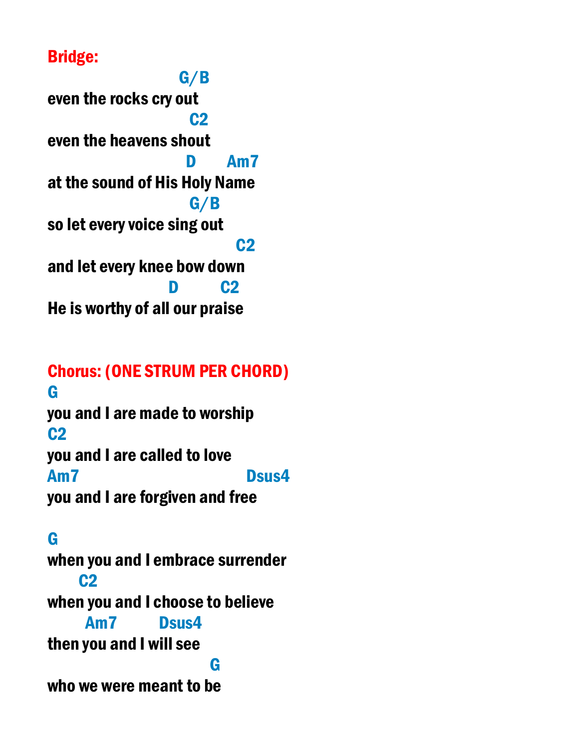**Bridge:**

```
                     G/B
even the rocks cry out
                       C2
even the heavens shout
                      D       Am7
at the sound of His Holy Name
                      G/B
so let every voice sing out
                               C2
and let every knee bow down
                   D        C2
He is worthy of all our praise
```

**Chorus: (ONE STRUM PER CHORD)**

```
G
you and I are made to worship
C2
you and I are called to love
Am7                          Dsus4
you and I are forgiven and free

G
when you and I embrace surrender
     C2
when you and I choose to believe
      Am7         Dsus4
then you and I will see
                           G
who we were meant to be
```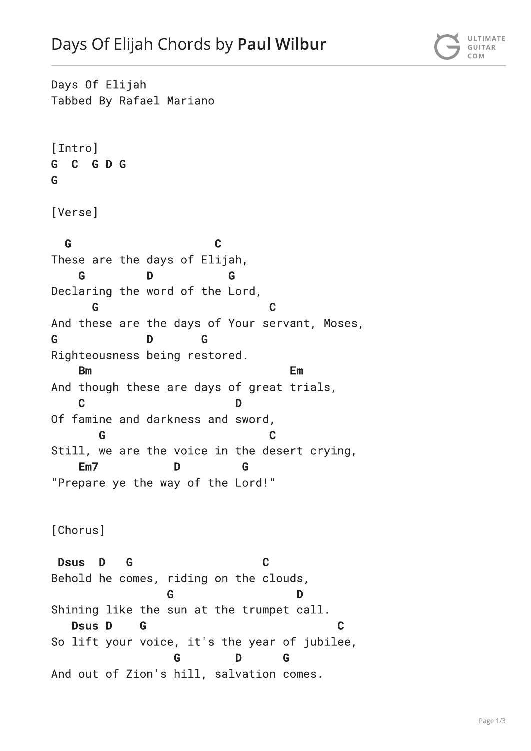# Days Of Elijah Chords by **Paul Wilbur**

```
Days Of Elijah
Tabbed By Rafael Mariano


[Intro]
G  C  G D G
G

[Verse]

  G                     C
These are the days of Elijah,
    G         D          G
Declaring the word of the Lord,
      G                     C
And these are the days of Your servant, Moses,
G            D       G
Righteousness being restored.
    Bm                              Em
And though these are days of great trials,
    C                     D
Of famine and darkness and sword,
       G                    C
Still, we are the voice in the desert crying,
    Em7          D         G
"Prepare ye the way of the Lord!"


[Chorus]

 Dsus  D   G                   C
Behold he comes, riding on the clouds,
                 G                  D
Shining like the sun at the trumpet call.
   Dsus D    G                            C
So lift your voice, it's the year of jubilee,
                  G        D      G
And out of Zion's hill, salvation comes.
```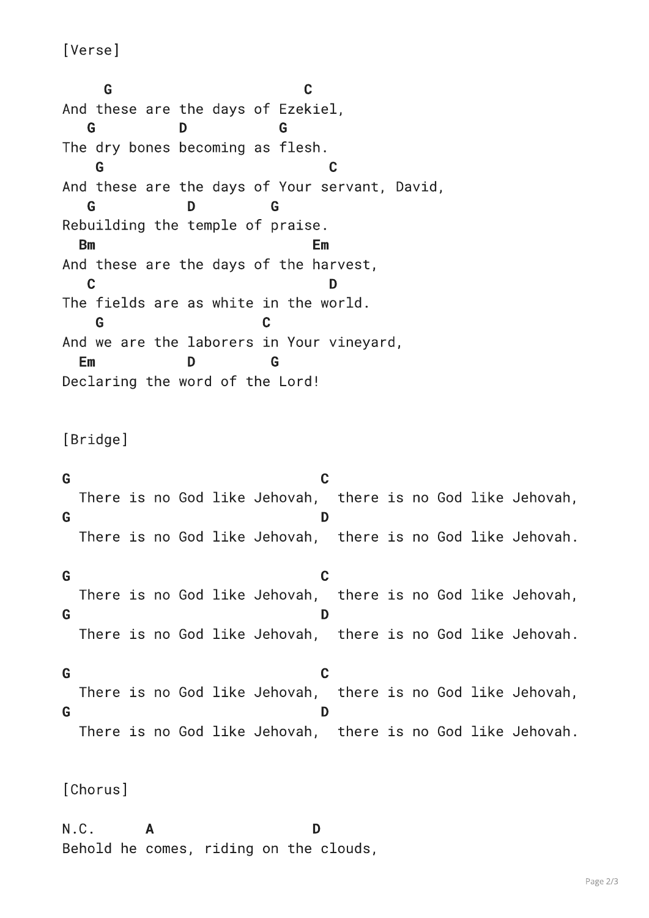```
[Verse]

     G                       C
And these are the days of Ezekiel,
   G          D          G
The dry bones becoming as flesh.
    G                          C
And these are the days of Your servant, David,
   G           D        G
Rebuilding the temple of praise.
  Bm                         Em
And these are the days of the harvest,
   C                           D
The fields are as white in the world.
    G                  C
And we are the laborers in Your vineyard,
  Em           D        G
Declaring the word of the Lord!


[Bridge]

G                              C
  There is no God like Jehovah,  there is no God like Jehovah,
G                              D
  There is no God like Jehovah,  there is no God like Jehovah.

G                              C
  There is no God like Jehovah,  there is no God like Jehovah,
G                              D
  There is no God like Jehovah,  there is no God like Jehovah.

G                              C
  There is no God like Jehovah,  there is no God like Jehovah,
G                              D
  There is no God like Jehovah,  there is no God like Jehovah.


[Chorus]

N.C.      A                   D
Behold he comes, riding on the clouds,
```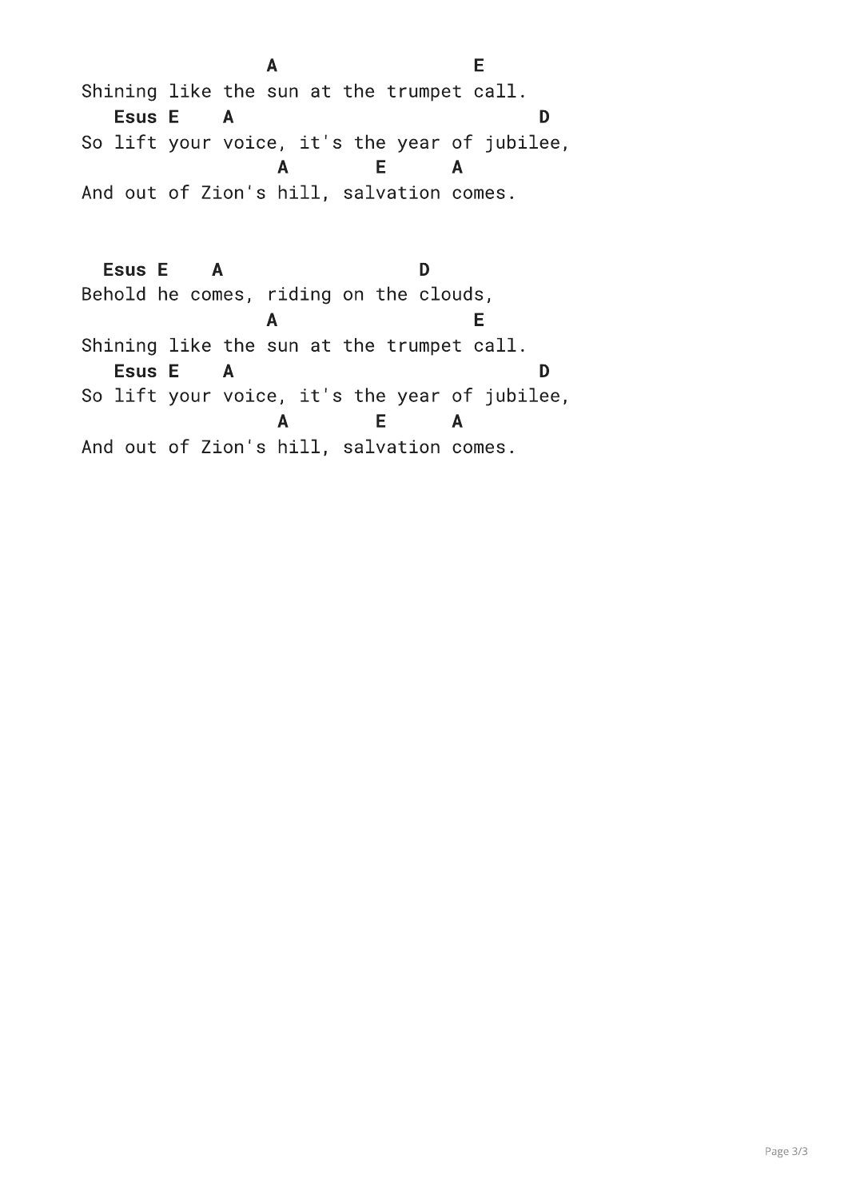```
                 A                  E
Shining like the sun at the trumpet call.
   Esus E    A                            D
So lift your voice, it's the year of jubilee,
                  A        E      A
And out of Zion's hill, salvation comes.


  Esus E    A                 D
Behold he comes, riding on the clouds,
                 A                  E
Shining like the sun at the trumpet call.
   Esus E    A                            D
So lift your voice, it's the year of jubilee,
                  A        E      A
And out of Zion's hill, salvation comes.
```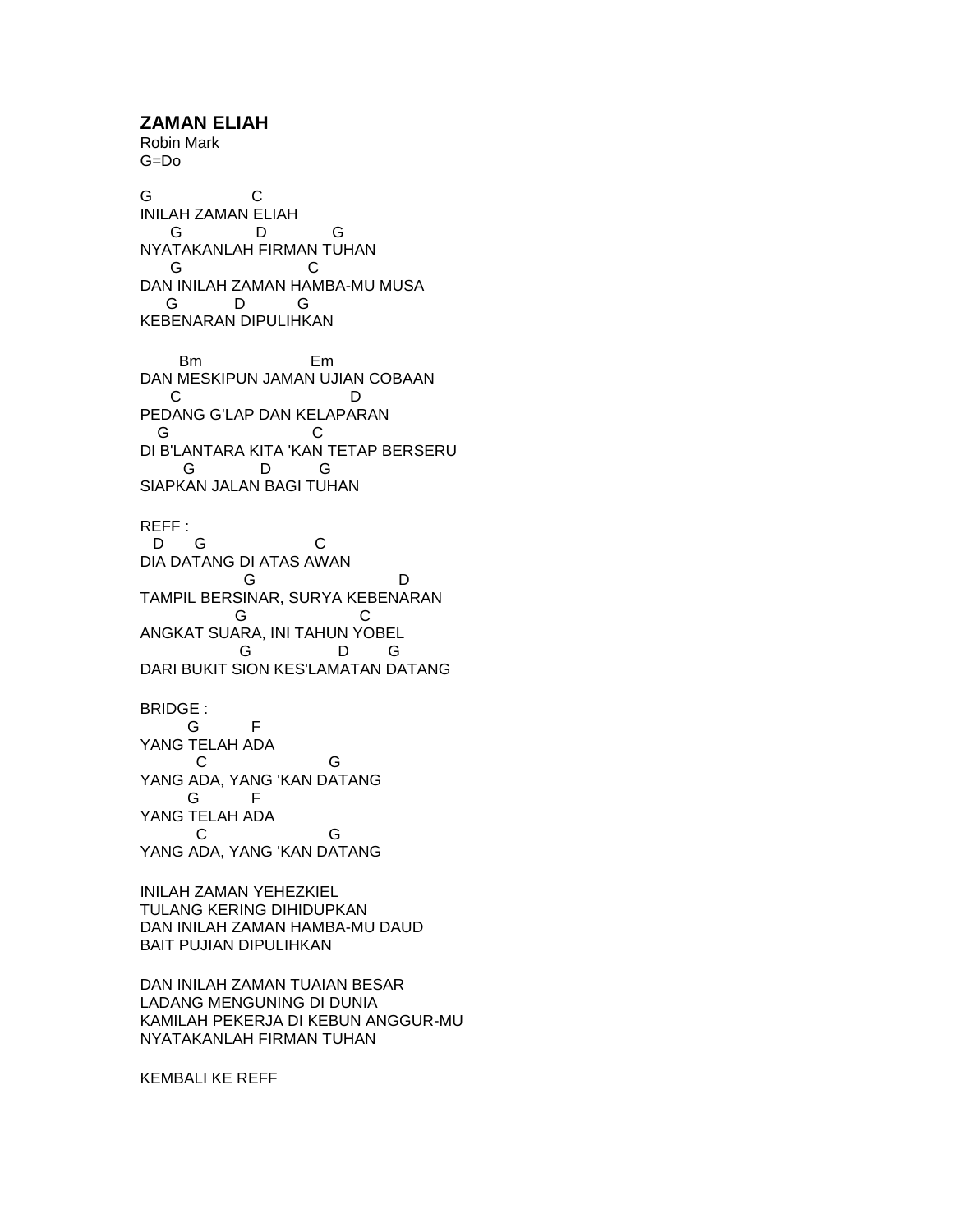**ZAMAN ELIAH**
Robin Mark
G=Do

```
G                    C
INILAH ZAMAN ELIAH
      G              D            G
NYATAKANLAH FIRMAN TUHAN
      G                           C
DAN INILAH ZAMAN HAMBA-MU MUSA
     G            D          G
KEBENARAN DIPULIHKAN

        Bm                      Em
DAN MESKIPUN JAMAN UJIAN COBAAN
     C                                  D
PEDANG G'LAP DAN KELAPARAN
   G                              C
DI B'LANTARA KITA 'KAN TETAP BERSERU
        G             D          G
SIAPKAN JALAN BAGI TUHAN

REFF :
  D      G                       C
DIA DATANG DI ATAS AWAN
                  G                               D
TAMPIL BERSINAR, SURYA KEBENARAN
                G                        C
ANGKAT SUARA, INI TAHUN YOBEL
                 G                  D        G
DARI BUKIT SION KES'LAMATAN DATANG

BRIDGE :
         G          F
YANG TELAH ADA
          C                         G
YANG ADA, YANG 'KAN DATANG
         G          F
YANG TELAH ADA
          C                         G
YANG ADA, YANG 'KAN DATANG
```

INILAH ZAMAN YEHEZKIEL
TULANG KERING DIHIDUPKAN
DAN INILAH ZAMAN HAMBA-MU DAUD
BAIT PUJIAN DIPULIHKAN

DAN INILAH ZAMAN TUAIAN BESAR
LADANG MENGUNING DI DUNIA
KAMILAH PEKERJA DI KEBUN ANGGUR-MU
NYATAKANLAH FIRMAN TUHAN

KEMBALI KE REFF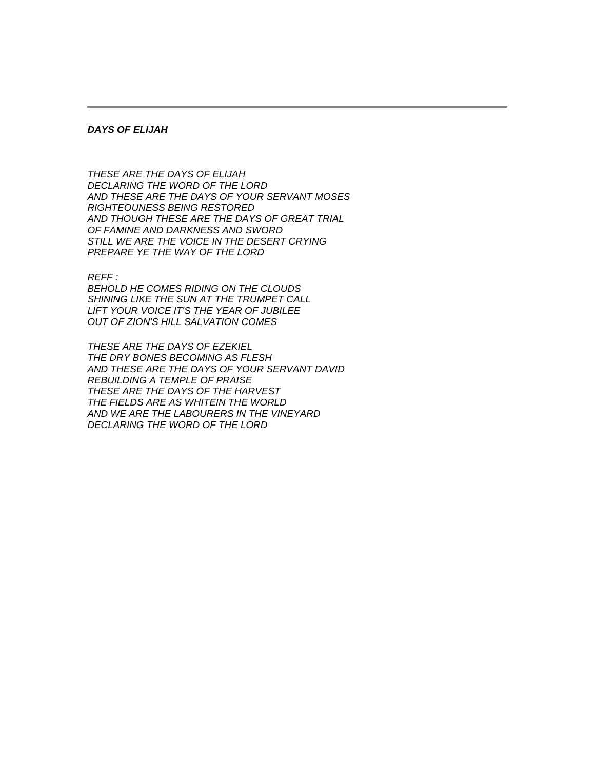---

***DAYS OF ELIJAH***

*THESE ARE THE DAYS OF ELIJAH*
*DECLARING THE WORD OF THE LORD*
*AND THESE ARE THE DAYS OF YOUR SERVANT MOSES*
*RIGHTEOUNESS BEING RESTORED*
*AND THOUGH THESE ARE THE DAYS OF GREAT TRIAL*
*OF FAMINE AND DARKNESS AND SWORD*
*STILL WE ARE THE VOICE IN THE DESERT CRYING*
*PREPARE YE THE WAY OF THE LORD*

*REFF :*
*BEHOLD HE COMES RIDING ON THE CLOUDS*
*SHINING LIKE THE SUN AT THE TRUMPET CALL*
*LIFT YOUR VOICE IT'S THE YEAR OF JUBILEE*
*OUT OF ZION'S HILL SALVATION COMES*

*THESE ARE THE DAYS OF EZEKIEL*
*THE DRY BONES BECOMING AS FLESH*
*AND THESE ARE THE DAYS OF YOUR SERVANT DAVID*
*REBUILDING A TEMPLE OF PRAISE*
*THESE ARE THE DAYS OF THE HARVEST*
*THE FIELDS ARE AS WHITEIN THE WORLD*
*AND WE ARE THE LABOURERS IN THE VINEYARD*
*DECLARING THE WORD OF THE LORD*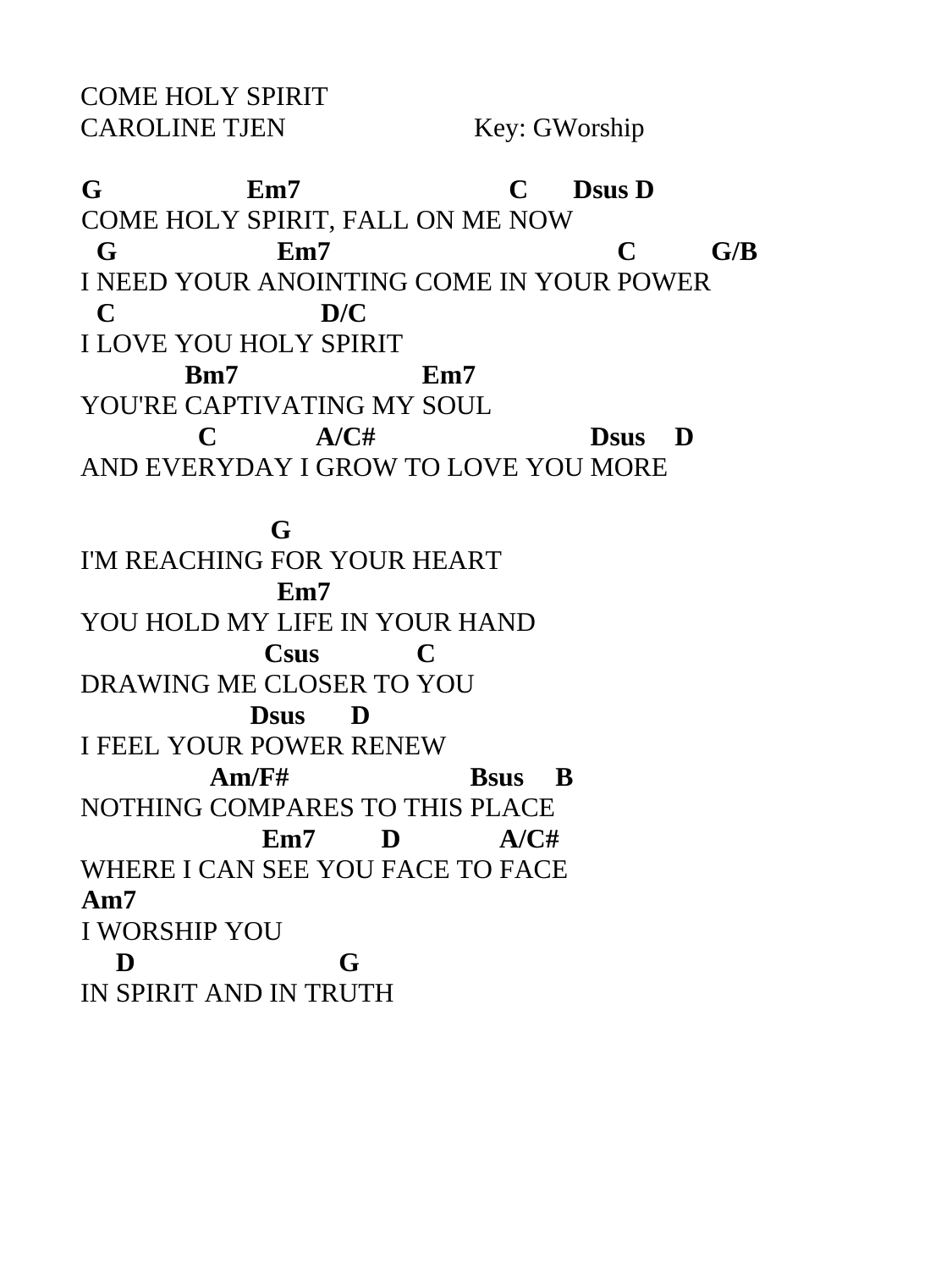COME HOLY SPIRIT
CAROLINE TJEN                          Key: GWorship

```
G                 Em7                      C      Dsus D
COME HOLY SPIRIT, FALL ON ME NOW
  G                 Em7                            C         G/B
I NEED YOUR ANOINTING COME IN YOUR POWER
  C                      D/C
I LOVE YOU HOLY SPIRIT
           Bm7                    Em7
YOU'RE CAPTIVATING MY SOUL
             C            A/C#                       Dsus    D
AND EVERYDAY I GROW TO LOVE YOU MORE

                    G
I'M REACHING FOR YOUR HEART
                     Em7
YOU HOLD MY LIFE IN YOUR HAND
                    Csus           C
DRAWING ME CLOSER TO YOU
                  Dsus      D
I FEEL YOUR POWER RENEW
              Am/F#                     Bsus     B
NOTHING COMPARES TO THIS PLACE
                    Em7        D            A/C#
WHERE I CAN SEE YOU FACE TO FACE
Am7
I WORSHIP YOU
    D                      G
IN SPIRIT AND IN TRUTH
```